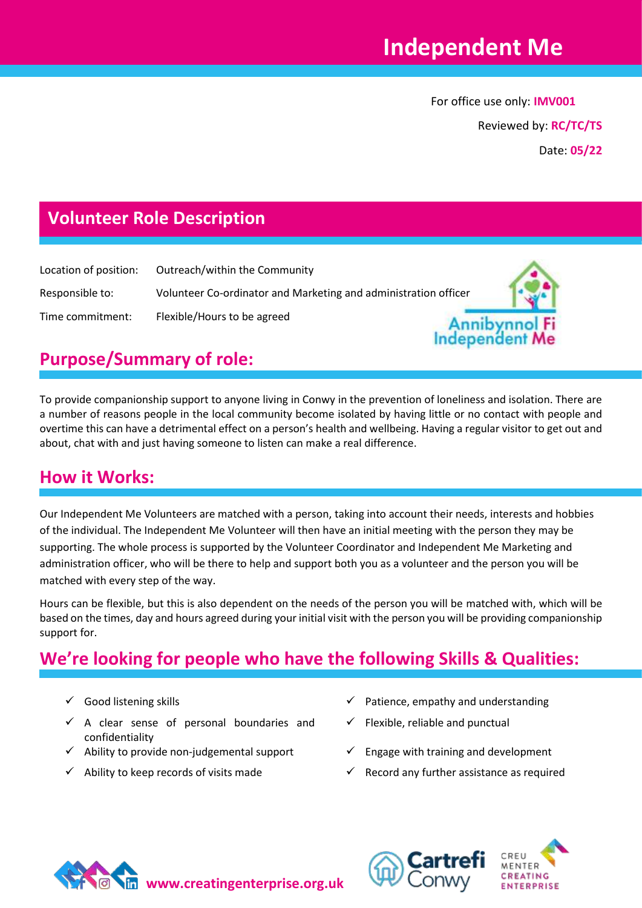# Independent Me

For office use only: **IMV001**

Reviewed by: **RC/TC/TS**

Date: **05/22**

## Volunteer Role Description

| | |
|---|---|
| Location of position: | Outreach/within the Community |
| Responsible to: | Volunteer Co-ordinator and Marketing and administration officer |
| Time commitment: | Flexible/Hours to be agreed |

Annibynnol Fi Independent Me

## Purpose/Summary of role:

To provide companionship support to anyone living in Conwy in the prevention of loneliness and isolation. There are a number of reasons people in the local community become isolated by having little or no contact with people and overtime this can have a detrimental effect on a person's health and wellbeing. Having a regular visitor to get out and about, chat with and just having someone to listen can make a real difference.

## How it Works:

Our Independent Me Volunteers are matched with a person, taking into account their needs, interests and hobbies of the individual. The Independent Me Volunteer will then have an initial meeting with the person they may be supporting. The whole process is supported by the Volunteer Coordinator and Independent Me Marketing and administration officer, who will be there to help and support both you as a volunteer and the person you will be matched with every step of the way.

Hours can be flexible, but this is also dependent on the needs of the person you will be matched with, which will be based on the times, day and hours agreed during your initial visit with the person you will be providing companionship support for.

## We're looking for people who have the following Skills & Qualities:

- ✓ Good listening skills
- ✓ A clear sense of personal boundaries and confidentiality
- ✓ Ability to provide non-judgemental support
- ✓ Ability to keep records of visits made
- ✓ Patience, empathy and understanding
- ✓ Flexible, reliable and punctual
- ✓ Engage with training and development
- ✓ Record any further assistance as required

www.creatingenterprise.org.uk

Cartrefi Conwy

Creu Menter Creating Enterprise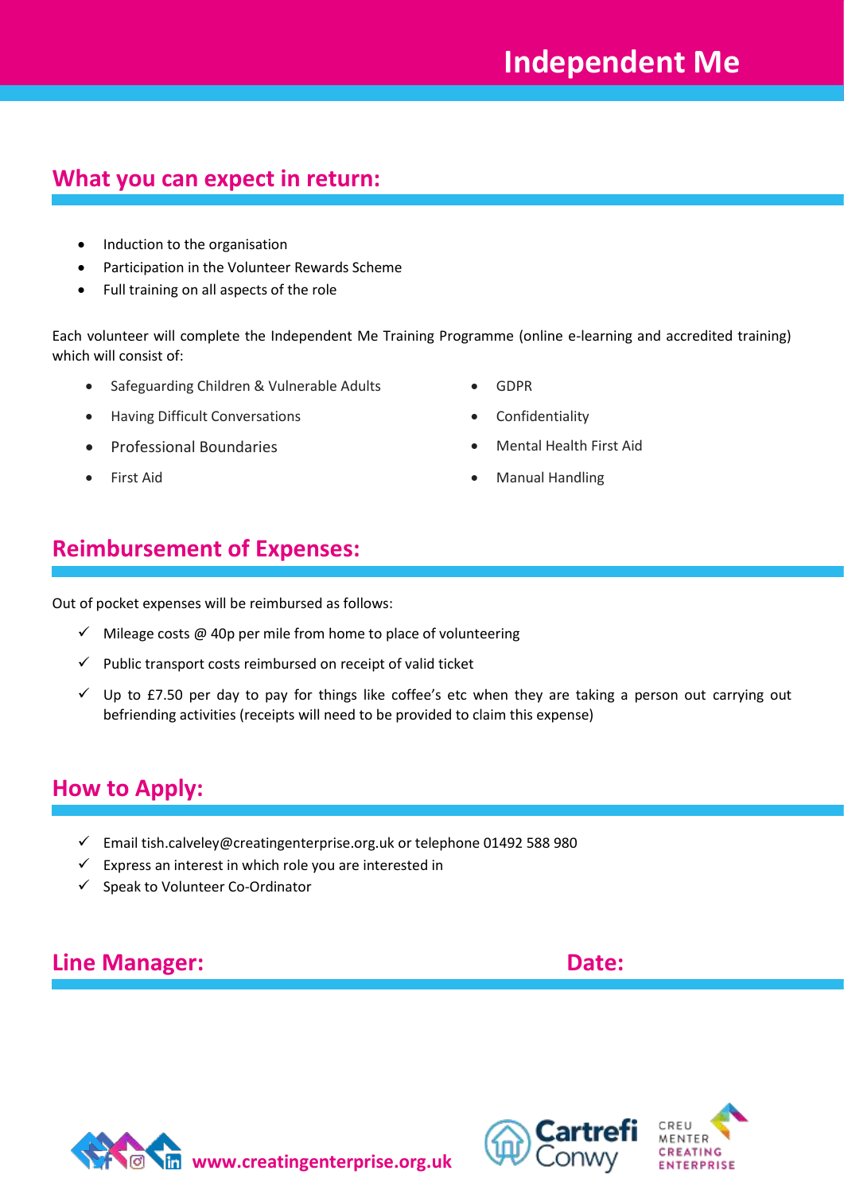# Independent Me

## What you can expect in return:

- Induction to the organisation
- Participation in the Volunteer Rewards Scheme
- Full training on all aspects of the role

Each volunteer will complete the Independent Me Training Programme (online e-learning and accredited training) which will consist of:

- Safeguarding Children & Vulnerable Adults
- Having Difficult Conversations
- Professional Boundaries
- First Aid
- GDPR
- Confidentiality
- Mental Health First Aid
- Manual Handling

## Reimbursement of Expenses:

Out of pocket expenses will be reimbursed as follows:

- ✓ Mileage costs @ 40p per mile from home to place of volunteering
- ✓ Public transport costs reimbursed on receipt of valid ticket
- ✓ Up to £7.50 per day to pay for things like coffee's etc when they are taking a person out carrying out befriending activities (receipts will need to be provided to claim this expense)

## How to Apply:

- ✓ Email tish.calveley@creatingenterprise.org.uk or telephone 01492 588 980
- ✓ Express an interest in which role you are interested in
- ✓ Speak to Volunteer Co-Ordinator

## Line Manager: Date:

www.creatingenterprise.org.uk

Cartrefi Conwy

CREU MENTER CREATING ENTERPRISE